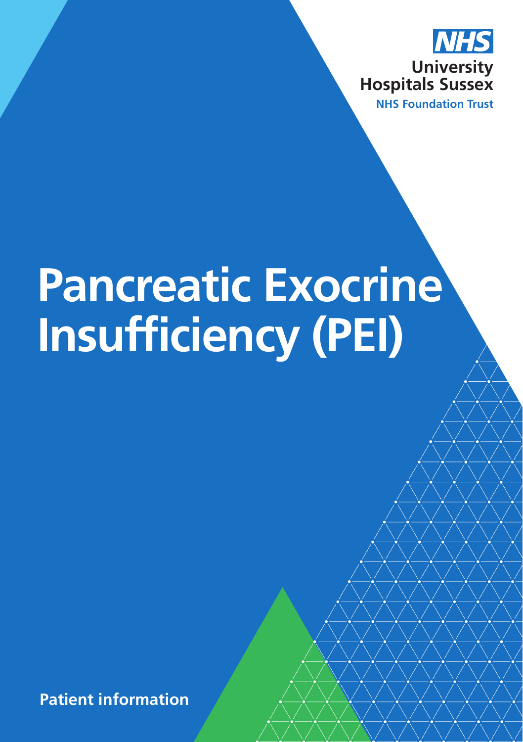NHS

University Hospitals Sussex

NHS Foundation Trust

# Pancreatic Exocrine Insufficiency (PEI)

**Patient information**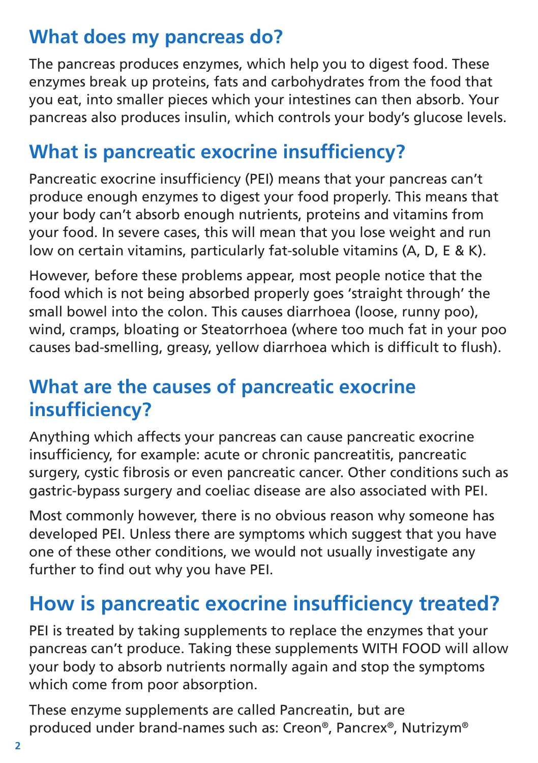## What does my pancreas do?

The pancreas produces enzymes, which help you to digest food. These enzymes break up proteins, fats and carbohydrates from the food that you eat, into smaller pieces which your intestines can then absorb. Your pancreas also produces insulin, which controls your body's glucose levels.

## What is pancreatic exocrine insufficiency?

Pancreatic exocrine insufficiency (PEI) means that your pancreas can't produce enough enzymes to digest your food properly. This means that your body can't absorb enough nutrients, proteins and vitamins from your food. In severe cases, this will mean that you lose weight and run low on certain vitamins, particularly fat-soluble vitamins (A, D, E & K).

However, before these problems appear, most people notice that the food which is not being absorbed properly goes 'straight through' the small bowel into the colon. This causes diarrhoea (loose, runny poo), wind, cramps, bloating or Steatorrhoea (where too much fat in your poo causes bad-smelling, greasy, yellow diarrhoea which is difficult to flush).

## What are the causes of pancreatic exocrine insufficiency?

Anything which affects your pancreas can cause pancreatic exocrine insufficiency, for example: acute or chronic pancreatitis, pancreatic surgery, cystic fibrosis or even pancreatic cancer. Other conditions such as gastric-bypass surgery and coeliac disease are also associated with PEI.

Most commonly however, there is no obvious reason why someone has developed PEI. Unless there are symptoms which suggest that you have one of these other conditions, we would not usually investigate any further to find out why you have PEI.

## How is pancreatic exocrine insufficiency treated?

PEI is treated by taking supplements to replace the enzymes that your pancreas can't produce. Taking these supplements WITH FOOD will allow your body to absorb nutrients normally again and stop the symptoms which come from poor absorption.

These enzyme supplements are called Pancreatin, but are produced under brand-names such as: Creon®, Pancrex®, Nutrizym®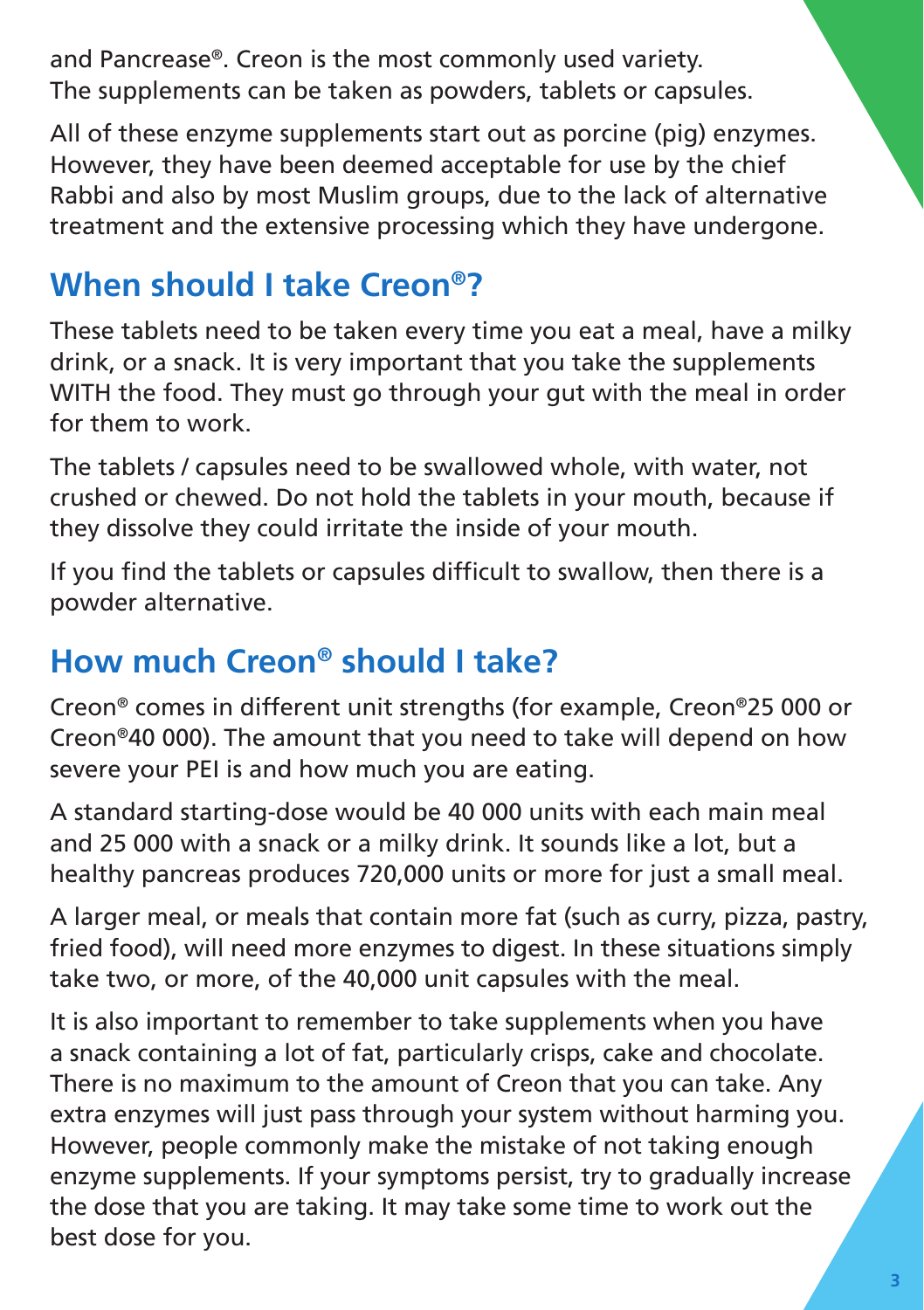and Pancrease®. Creon is the most commonly used variety. The supplements can be taken as powders, tablets or capsules.

All of these enzyme supplements start out as porcine (pig) enzymes. However, they have been deemed acceptable for use by the chief Rabbi and also by most Muslim groups, due to the lack of alternative treatment and the extensive processing which they have undergone.

## When should I take Creon®?

These tablets need to be taken every time you eat a meal, have a milky drink, or a snack. It is very important that you take the supplements WITH the food. They must go through your gut with the meal in order for them to work.

The tablets / capsules need to be swallowed whole, with water, not crushed or chewed. Do not hold the tablets in your mouth, because if they dissolve they could irritate the inside of your mouth.

If you find the tablets or capsules difficult to swallow, then there is a powder alternative.

## How much Creon® should I take?

Creon® comes in different unit strengths (for example, Creon®25 000 or Creon®40 000). The amount that you need to take will depend on how severe your PEI is and how much you are eating.

A standard starting-dose would be 40 000 units with each main meal and 25 000 with a snack or a milky drink. It sounds like a lot, but a healthy pancreas produces 720,000 units or more for just a small meal.

A larger meal, or meals that contain more fat (such as curry, pizza, pastry, fried food), will need more enzymes to digest. In these situations simply take two, or more, of the 40,000 unit capsules with the meal.

It is also important to remember to take supplements when you have a snack containing a lot of fat, particularly crisps, cake and chocolate. There is no maximum to the amount of Creon that you can take. Any extra enzymes will just pass through your system without harming you. However, people commonly make the mistake of not taking enough enzyme supplements. If your symptoms persist, try to gradually increase the dose that you are taking. It may take some time to work out the best dose for you.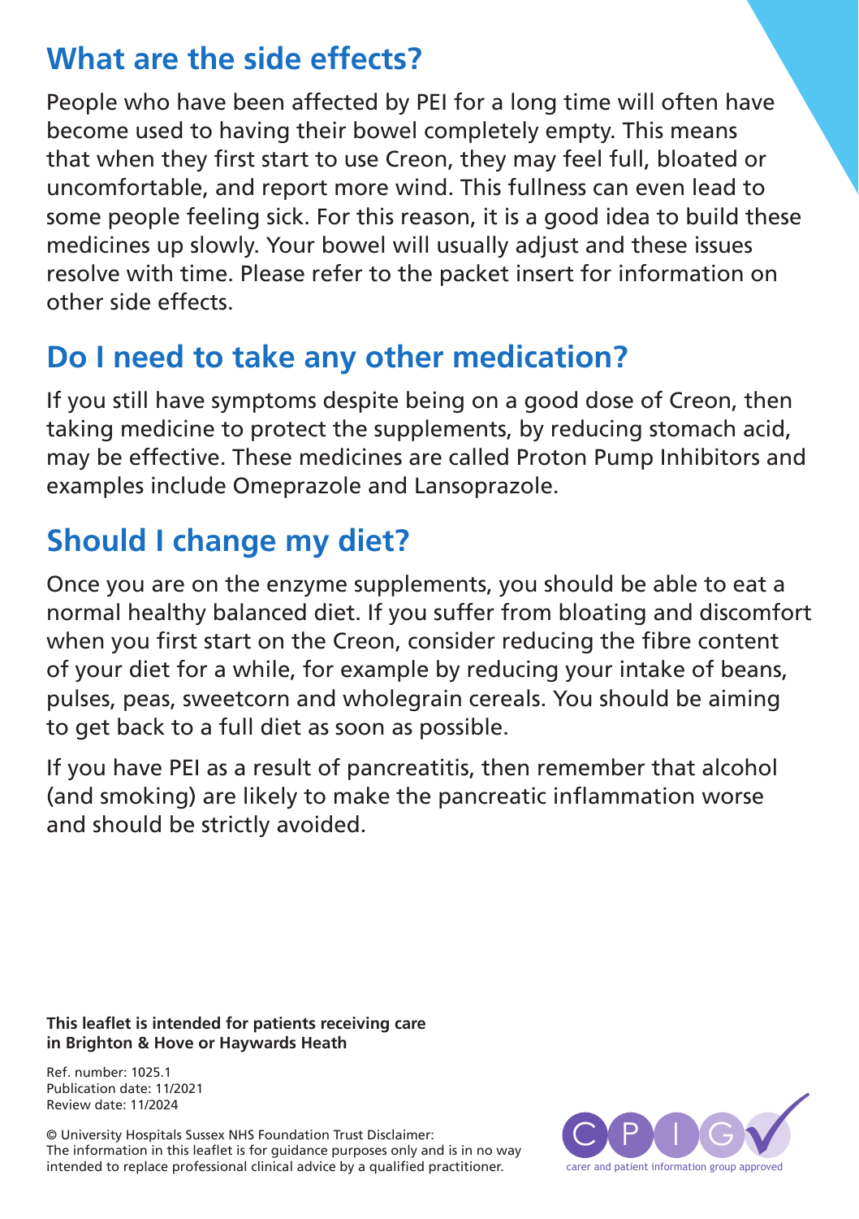## What are the side effects?

People who have been affected by PEI for a long time will often have become used to having their bowel completely empty. This means that when they first start to use Creon, they may feel full, bloated or uncomfortable, and report more wind. This fullness can even lead to some people feeling sick. For this reason, it is a good idea to build these medicines up slowly. Your bowel will usually adjust and these issues resolve with time. Please refer to the packet insert for information on other side effects.

## Do I need to take any other medication?

If you still have symptoms despite being on a good dose of Creon, then taking medicine to protect the supplements, by reducing stomach acid, may be effective. These medicines are called Proton Pump Inhibitors and examples include Omeprazole and Lansoprazole.

## Should I change my diet?

Once you are on the enzyme supplements, you should be able to eat a normal healthy balanced diet. If you suffer from bloating and discomfort when you first start on the Creon, consider reducing the fibre content of your diet for a while, for example by reducing your intake of beans, pulses, peas, sweetcorn and wholegrain cereals. You should be aiming to get back to a full diet as soon as possible.

If you have PEI as a result of pancreatitis, then remember that alcohol (and smoking) are likely to make the pancreatic inflammation worse and should be strictly avoided.

**This leaflet is intended for patients receiving care in Brighton & Hove or Haywards Heath**

Ref. number: 1025.1
Publication date: 11/2021
Review date: 11/2024

© University Hospitals Sussex NHS Foundation Trust Disclaimer:
The information in this leaflet is for guidance purposes only and is in no way intended to replace professional clinical advice by a qualified practitioner.

CPIG carer and patient information group approved